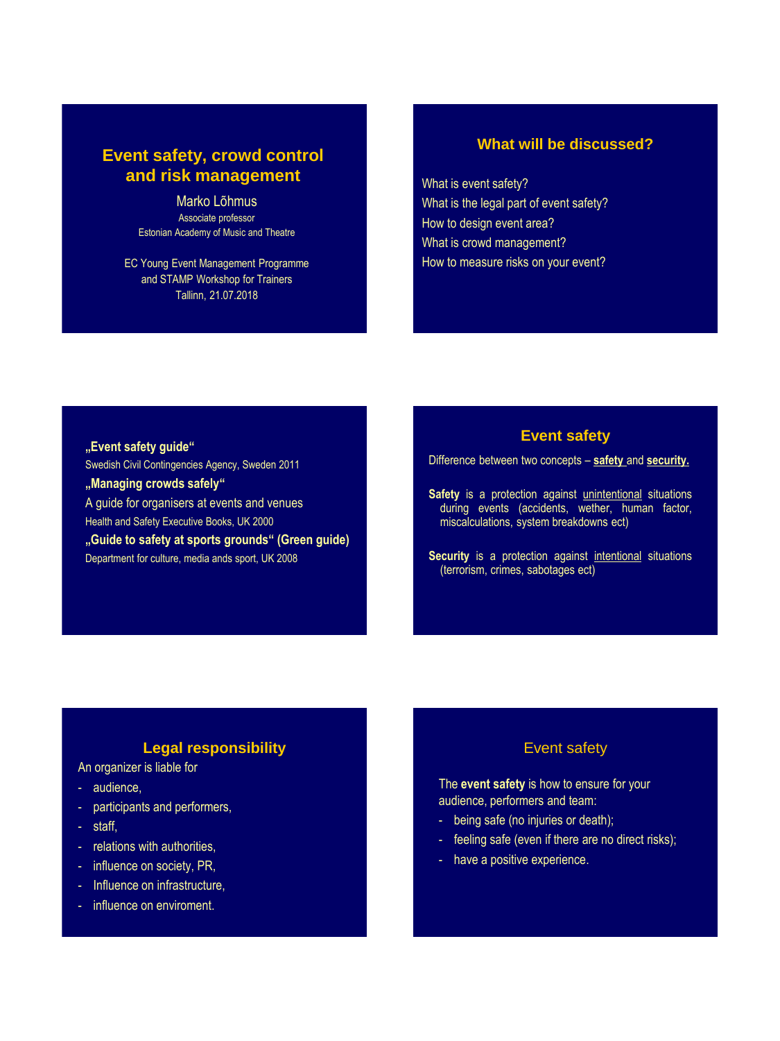# Event safety, crowd control and risk management

Marko Lõhmus

Associate professor

Estonian Academy of Music and Theatre

EC Young Event Management Programme and STAMP Workshop for Trainers

Tallinn, 21.07.2018

## What will be discussed?

What is event safety?

What is the legal part of event safety?

How to design event area?

What is crowd management?

How to measure risks on your event?

**„Event safety guide“**

Swedish Civil Contingencies Agency, Sweden 2011

**„Managing crowds safely“**

A guide for organisers at events and venues

Health and Safety Executive Books, UK 2000

**„Guide to safety at sports grounds“ (Green guide)**

Department for culture, media ands sport, UK 2008

## Event safety

Difference between two concepts – **safety** and **security.**

**Safety** is a protection against unintentional situations during events (accidents, wether, human factor, miscalculations, system breakdowns ect)

**Security** is a protection against intentional situations (terrorism, crimes, sabotages ect)

## Legal responsibility

An organizer is liable for

- audience,
- participants and performers,
- staff,
- relations with authorities,
- influence on society, PR,
- Influence on infrastructure,
- influence on enviroment.

## Event safety

The **event safety** is how to ensure for your audience, performers and team:

- being safe (no injuries or death);
- feeling safe (even if there are no direct risks);
- have a positive experience.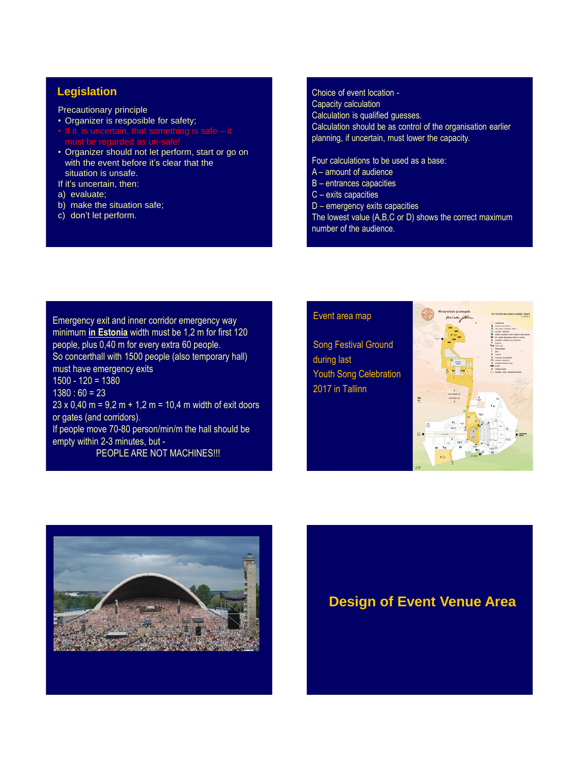## Legislation

Precautionary principle

- Organizer is resposible for safety;
- If it is uncertain, that something is safe – it must be regarded as un-safe!
- Organizer should not let perform, start or go on with the event before it's clear that the situation is unsafe.

If it's uncertain, then:

a) evaluate;
b) make the situation safe;
c) don't let perform.

Choice of event location -
Capacity calculation
Calculation is qualified guesses.
Calculation should be as control of the organisation earlier planning, if uncertain, must lower the capacity.

Four calculations to be used as a base:
A – amount of audience
B – entrances capacities
C – exits capacities
D – emergency exits capacities
The lowest value (A,B,C or D) shows the correct maximum number of the audience.

Emergency exit and inner corridor emergency way minimum **in Estonia** width must be 1,2 m for first 120 people, plus 0,40 m for every extra 60 people.
So concerthall with 1500 people (also temporary hall) must have emergency exits
1500 - 120 = 1380
1380 : 60 = 23
23 x 0,40 m = 9,2 m + 1,2 m = 10,4 m width of exit doors or gates (and corridors).
If people move 70-80 person/min/m the hall should be empty within 2-3 minutes, but -
PEOPLE ARE NOT MACHINES!!!

Event area map

Song Festival Ground during last Youth Song Celebration 2017 in Tallinn

## Design of Event Venue Area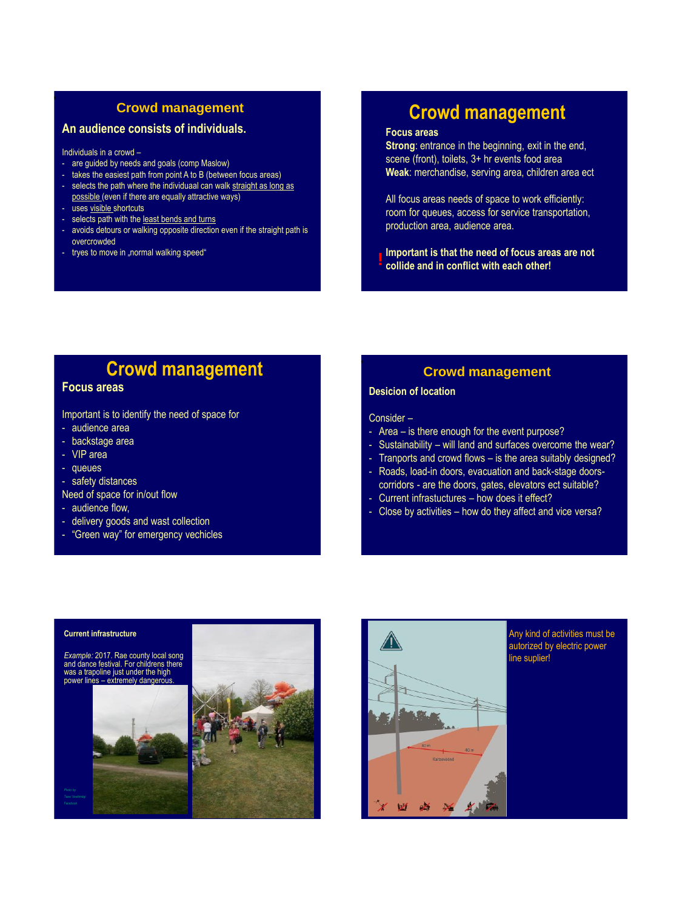## Crowd management

**An audience consists of individuals.**

Individuals in a crowd –

- are guided by needs and goals (comp Maslow)
- takes the easiest path from point A to B (between focus areas)
- selects the path where the individuaal can walk straight as long as possible (even if there are equally attractive ways)
- uses visible shortcuts
- selects path with the least bends and turns
- avoids detours or walking opposite direction even if the straight path is overcrowded
- tryes to move in „normal walking speed"

## Crowd management

**Focus areas**

**Strong**: entrance in the beginning, exit in the end, scene (front), toilets, 3+ hr events food area

**Weak**: merchandise, serving area, children area ect

All focus areas needs of space to work efficiently: room for queues, access for service transportation, production area, audience area.

**! Important is that the need of focus areas are not collide and in conflict with each other!**

## Crowd management

**Focus areas**

Important is to identify the need of space for

- audience area
- backstage area
- VIP area
- queues
- safety distances

Need of space for in/out flow

- audience flow,
- delivery goods and wast collection
- "Green way" for emergency vechicles

## Crowd management

**Desicion of location**

Consider –

- Area – is there enough for the event purpose?
- Sustainability – will land and surfaces overcome the wear?
- Tranports and crowd flows – is the area suitably designed?
- Roads, load-in doors, evacuation and back-stage doors-corridors - are the doors, gates, elevators ect suitable?
- Current infrastructures – how does it effect?
- Close by activities – how do they affect and vice versa?

**Current infrastructure**

*Example:* 2017. Rae county local song and dance festival. For childrens there was a trapoline just under the high power lines – extremely dangerous.

Photo by Tean Vasilevsky Facebook

Any kind of activities must be autorized by electric power line suplier!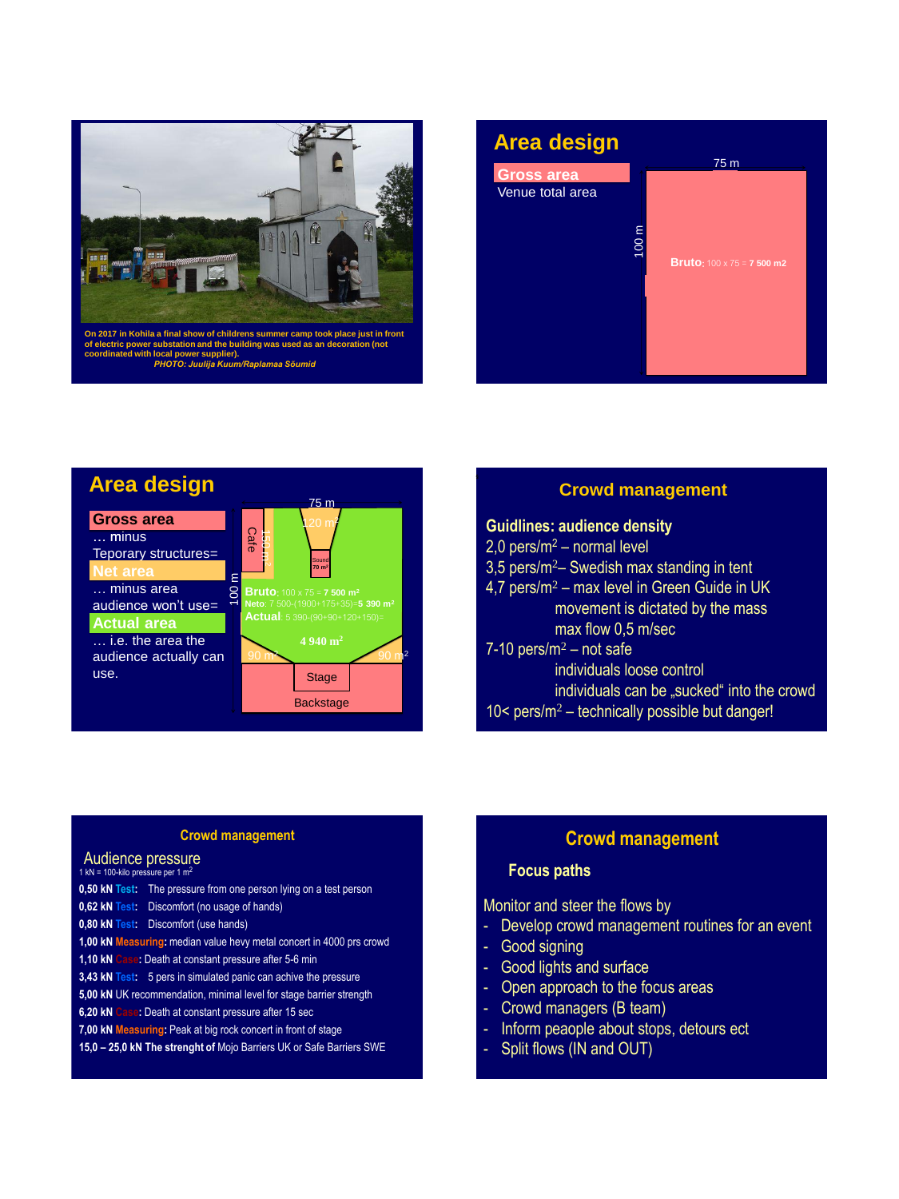On 2017 in Kohila a final show of childrens summer camp took place just in front of electric power substation and the building was used as an decoration (not coordinated with local power supplier).
*PHOTO: Juulija Kuum/Raplamaa Sõumid*

## Area design

**Gross area**
Venue total area

75 m

100 m

**Bruto**: 100 x 75 = **7 500 m2**

## Area design

**Gross area**
… minus
Teporary structures=
**Net area**
… minus area
audience won't use=
**Actual area**
… i.e. the area the audience actually can use.

75 m | 100 m | Cafe | 150 m² | 120 m² | Sound 70 m²

**Bruto**: 100 x 75 = **7 500 m²**
**Neto**: 7 500-(1900+175+35)=**5 390 m²**
**Actual**: 5 390-(90+90+120+150)=
**4 940 m²**

90 m² | 90 m² | Stage | Backstage

## Crowd management

**Guidlines: audience density**

$2,0$ pers/m$^2$ – normal level
$3,5$ pers/m$^2$– Swedish max standing in tent
$4,7$ pers/m$^2$ – max level in Green Guide in UK
movement is dictated by the mass
max flow 0,5 m/sec
$7\text{-}10$ pers/m$^2$ – not safe
individuals loose control
individuals can be „sucked“ into the crowd
$10<$ pers/m$^2$ – technically possible but danger!

## Crowd management

**Audience pressure**
1 kN = 100-kilo pressure per 1 m$^2$

**0,50 kN** Test: The pressure from one person lying on a test person
**0,62 kN** Test: Discomfort (no usage of hands)
**0,80 kN** Test: Discomfort (use hands)
**1,00 kN** Measuring: median value hevy metal concert in 4000 prs crowd
**1,10 kN** Case: Death at constant pressure after 5-6 min
**3,43 kN** Test: 5 pers in simulated panic can achive the pressure
**5,00 kN** UK recommendation, minimal level for stage barrier strength
**6,20 kN** Case: Death at constant pressure after 15 sec
**7,00 kN** Measuring: Peak at big rock concert in front of stage
**15,0 – 25,0 kN The strenght of** Mojo Barriers UK or Safe Barriers SWE

## Crowd management

**Focus paths**

Monitor and steer the flows by

- Develop crowd management routines for an event
- Good signing
- Good lights and surface
- Open approach to the focus areas
- Crowd managers (B team)
- Inform peaople about stops, detours ect
- Split flows (IN and OUT)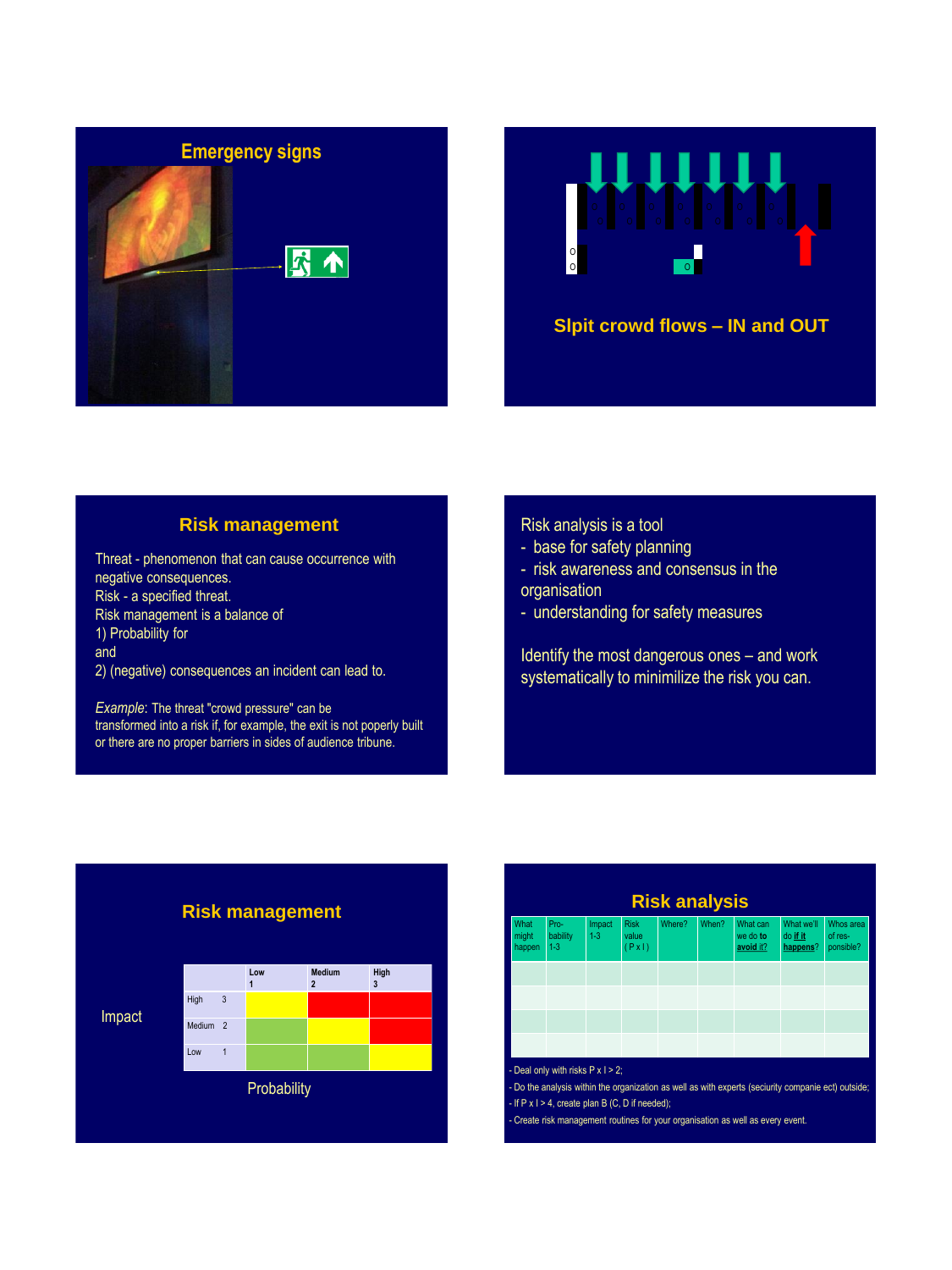## Emergency signs

## Slpit crowd flows – IN and OUT

## Risk management

Threat - phenomenon that can cause occurrence with negative consequences.
Risk - a specified threat.
Risk management is a balance of
1) Probability for
and
2) (negative) consequences an incident can lead to.

*Example*: The threat "crowd pressure" can be transformed into a risk if, for example, the exit is not poperly built or there are no proper barriers in sides of audience tribune.

Risk analysis is a tool
- base for safety planning
- risk awareness and consensus in the organisation
- understanding for safety measures

Identify the most dangerous ones – and work systematically to minimilize the risk you can.

## Risk management

Impact

| | Low 1 | Medium 2 | High 3 |
|---|---|---|---|
| High 3 | | | |
| Medium 2 | | | |
| Low 1 | | | |

Probability

## Risk analysis

| What might happen | Pro-bability 1-3 | Impact 1-3 | Risk value ( P x I ) | Where? | When? | What can we do **to avoid it**? | What we'll do **if it happens**? | Whos area of res-ponsible? |
|---|---|---|---|---|---|---|---|---|
| | | | | | | | | |
| | | | | | | | | |
| | | | | | | | | |
| | | | | | | | | |

- Deal only with risks P x I > 2;
- Do the analysis within the organization as well as with experts (seciurity companie ect) outside;
- If P x I > 4, create plan B (C, D if needed);
- Create risk management routines for your organisation as well as every event.